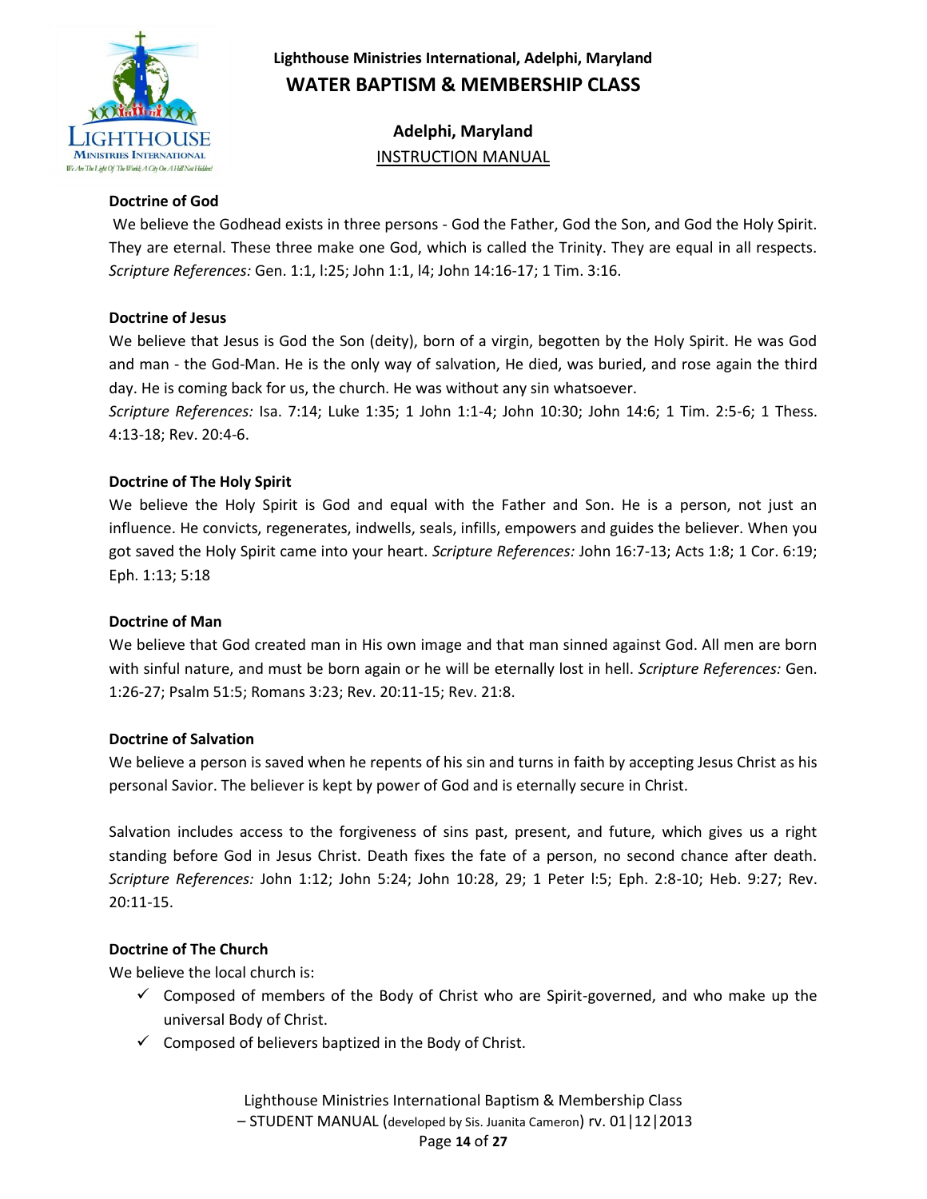## Doctrine of God

We believe the Godhead exists in three persons - God the Father, God the Son, and God the Holy Spirit. They are eternal. These three make one God, which is called the Trinity. They are equal in all respects. *Scripture References:* Gen. 1:1, l:25; John 1:1, l4; John 14:16-17; 1 Tim. 3:16.

## Doctrine of Jesus

We believe that Jesus is God the Son (deity), born of a virgin, begotten by the Holy Spirit. He was God and man - the God-Man. He is the only way of salvation, He died, was buried, and rose again the third day. He is coming back for us, the church. He was without any sin whatsoever.
*Scripture References:* Isa. 7:14; Luke 1:35; 1 John 1:1-4; John 10:30; John 14:6; 1 Tim. 2:5-6; 1 Thess. 4:13-18; Rev. 20:4-6.

## Doctrine of The Holy Spirit

We believe the Holy Spirit is God and equal with the Father and Son. He is a person, not just an influence. He convicts, regenerates, indwells, seals, infills, empowers and guides the believer. When you got saved the Holy Spirit came into your heart. *Scripture References:* John 16:7-13; Acts 1:8; 1 Cor. 6:19; Eph. 1:13; 5:18

## Doctrine of Man

We believe that God created man in His own image and that man sinned against God. All men are born with sinful nature, and must be born again or he will be eternally lost in hell. *Scripture References:* Gen. 1:26-27; Psalm 51:5; Romans 3:23; Rev. 20:11-15; Rev. 21:8.

## Doctrine of Salvation

We believe a person is saved when he repents of his sin and turns in faith by accepting Jesus Christ as his personal Savior. The believer is kept by power of God and is eternally secure in Christ.

Salvation includes access to the forgiveness of sins past, present, and future, which gives us a right standing before God in Jesus Christ. Death fixes the fate of a person, no second chance after death. *Scripture References:* John 1:12; John 5:24; John 10:28, 29; 1 Peter l:5; Eph. 2:8-10; Heb. 9:27; Rev. 20:11-15.

## Doctrine of The Church

We believe the local church is:

- ✓ Composed of members of the Body of Christ who are Spirit-governed, and who make up the universal Body of Christ.
- ✓ Composed of believers baptized in the Body of Christ.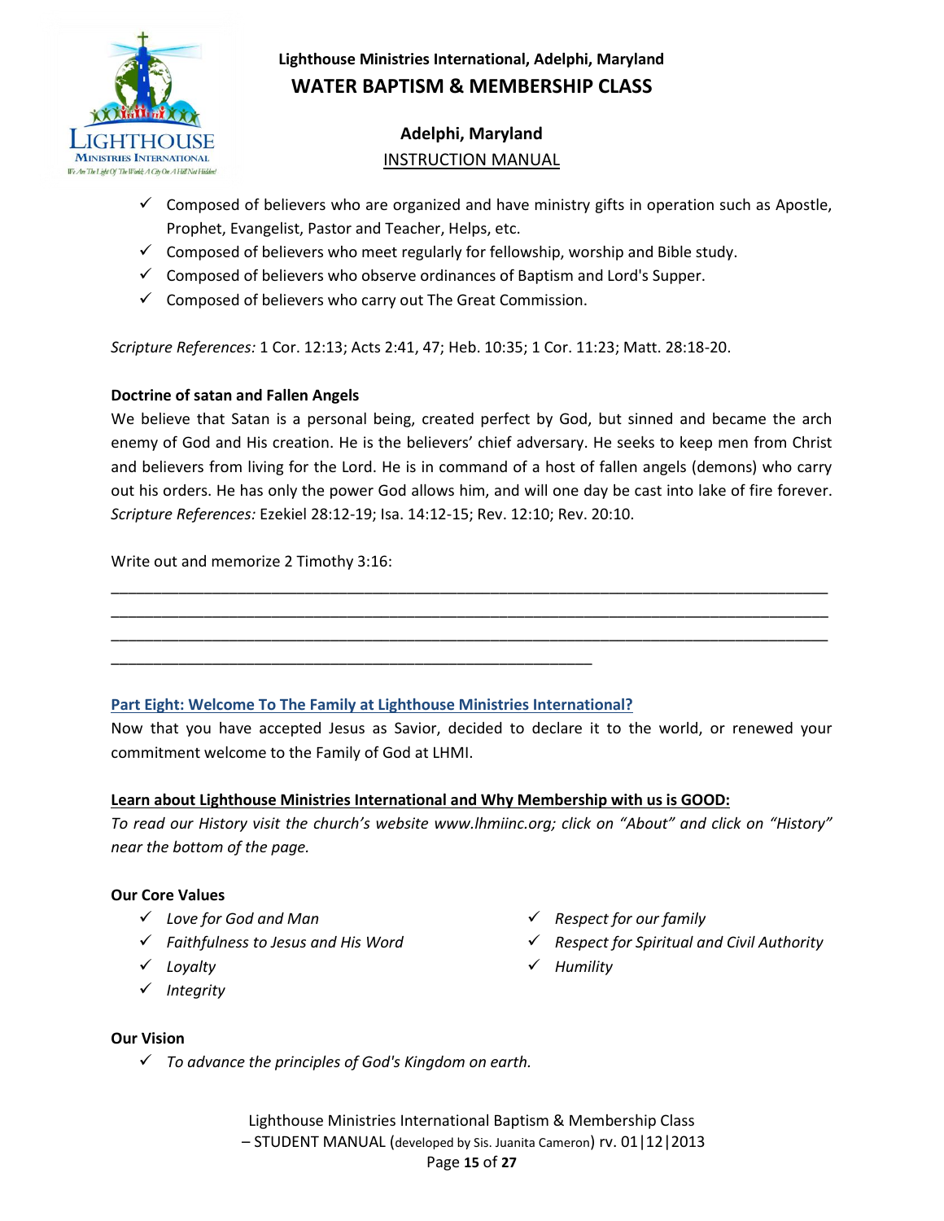- ✓ Composed of believers who are organized and have ministry gifts in operation such as Apostle, Prophet, Evangelist, Pastor and Teacher, Helps, etc.
- ✓ Composed of believers who meet regularly for fellowship, worship and Bible study.
- ✓ Composed of believers who observe ordinances of Baptism and Lord's Supper.
- ✓ Composed of believers who carry out The Great Commission.

*Scripture References:* 1 Cor. 12:13; Acts 2:41, 47; Heb. 10:35; 1 Cor. 11:23; Matt. 28:18-20.

**Doctrine of satan and Fallen Angels**

We believe that Satan is a personal being, created perfect by God, but sinned and became the arch enemy of God and His creation. He is the believers' chief adversary. He seeks to keep men from Christ and believers from living for the Lord. He is in command of a host of fallen angels (demons) who carry out his orders. He has only the power God allows him, and will one day be cast into lake of fire forever. *Scripture References:* Ezekiel 28:12-19; Isa. 14:12-15; Rev. 12:10; Rev. 20:10.

Write out and memorize 2 Timothy 3:16:

_______________________________________________________________________________________

_______________________________________________________________________________________

_______________________________________________________________________________________

____________________________________________________________

## Part Eight: Welcome To The Family at Lighthouse Ministries International?

Now that you have accepted Jesus as Savior, decided to declare it to the world, or renewed your commitment welcome to the Family of God at LHMI.

**Learn about Lighthouse Ministries International and Why Membership with us is GOOD:**

*To read our History visit the church's website www.lhmiinc.org; click on "About" and click on "History" near the bottom of the page.*

**Our Core Values**

- ✓ *Love for God and Man*
- ✓ *Faithfulness to Jesus and His Word*
- ✓ *Loyalty*
- ✓ *Integrity*
- ✓ *Respect for our family*
- ✓ *Respect for Spiritual and Civil Authority*
- ✓ *Humility*

**Our Vision**

- ✓ *To advance the principles of God's Kingdom on earth.*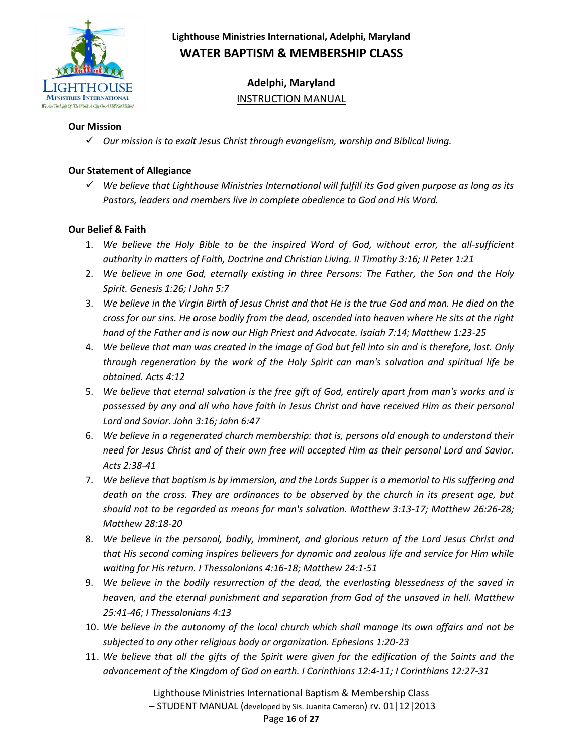**Lighthouse Ministries International, Adelphi, Maryland**

# WATER BAPTISM & MEMBERSHIP CLASS

**Adelphi, Maryland**

INSTRUCTION MANUAL

### Our Mission

- ✓ *Our mission is to exalt Jesus Christ through evangelism, worship and Biblical living.*

### Our Statement of Allegiance

- ✓ *We believe that Lighthouse Ministries International will fulfill its God given purpose as long as its Pastors, leaders and members live in complete obedience to God and His Word.*

### Our Belief & Faith

1. *We believe the Holy Bible to be the inspired Word of God, without error, the all-sufficient authority in matters of Faith, Doctrine and Christian Living. II Timothy 3:16; II Peter 1:21*
2. *We believe in one God, eternally existing in three Persons: The Father, the Son and the Holy Spirit. Genesis 1:26; I John 5:7*
3. *We believe in the Virgin Birth of Jesus Christ and that He is the true God and man. He died on the cross for our sins. He arose bodily from the dead, ascended into heaven where He sits at the right hand of the Father and is now our High Priest and Advocate. Isaiah 7:14; Matthew 1:23-25*
4. *We believe that man was created in the image of God but fell into sin and is therefore, lost. Only through regeneration by the work of the Holy Spirit can man's salvation and spiritual life be obtained. Acts 4:12*
5. *We believe that eternal salvation is the free gift of God, entirely apart from man's works and is possessed by any and all who have faith in Jesus Christ and have received Him as their personal Lord and Savior. John 3:16; John 6:47*
6. *We believe in a regenerated church membership: that is, persons old enough to understand their need for Jesus Christ and of their own free will accepted Him as their personal Lord and Savior. Acts 2:38-41*
7. *We believe that baptism is by immersion, and the Lords Supper is a memorial to His suffering and death on the cross. They are ordinances to be observed by the church in its present age, but should not to be regarded as means for man's salvation. Matthew 3:13-17; Matthew 26:26-28; Matthew 28:18-20*
8. *We believe in the personal, bodily, imminent, and glorious return of the Lord Jesus Christ and that His second coming inspires believers for dynamic and zealous life and service for Him while waiting for His return. I Thessalonians 4:16-18; Matthew 24:1-51*
9. *We believe in the bodily resurrection of the dead, the everlasting blessedness of the saved in heaven, and the eternal punishment and separation from God of the unsaved in hell. Matthew 25:41-46; I Thessalonians 4:13*
10. *We believe in the autonomy of the local church which shall manage its own affairs and not be subjected to any other religious body or organization. Ephesians 1:20-23*
11. *We believe that all the gifts of the Spirit were given for the edification of the Saints and the advancement of the Kingdom of God on earth. I Corinthians 12:4-11; I Corinthians 12:27-31*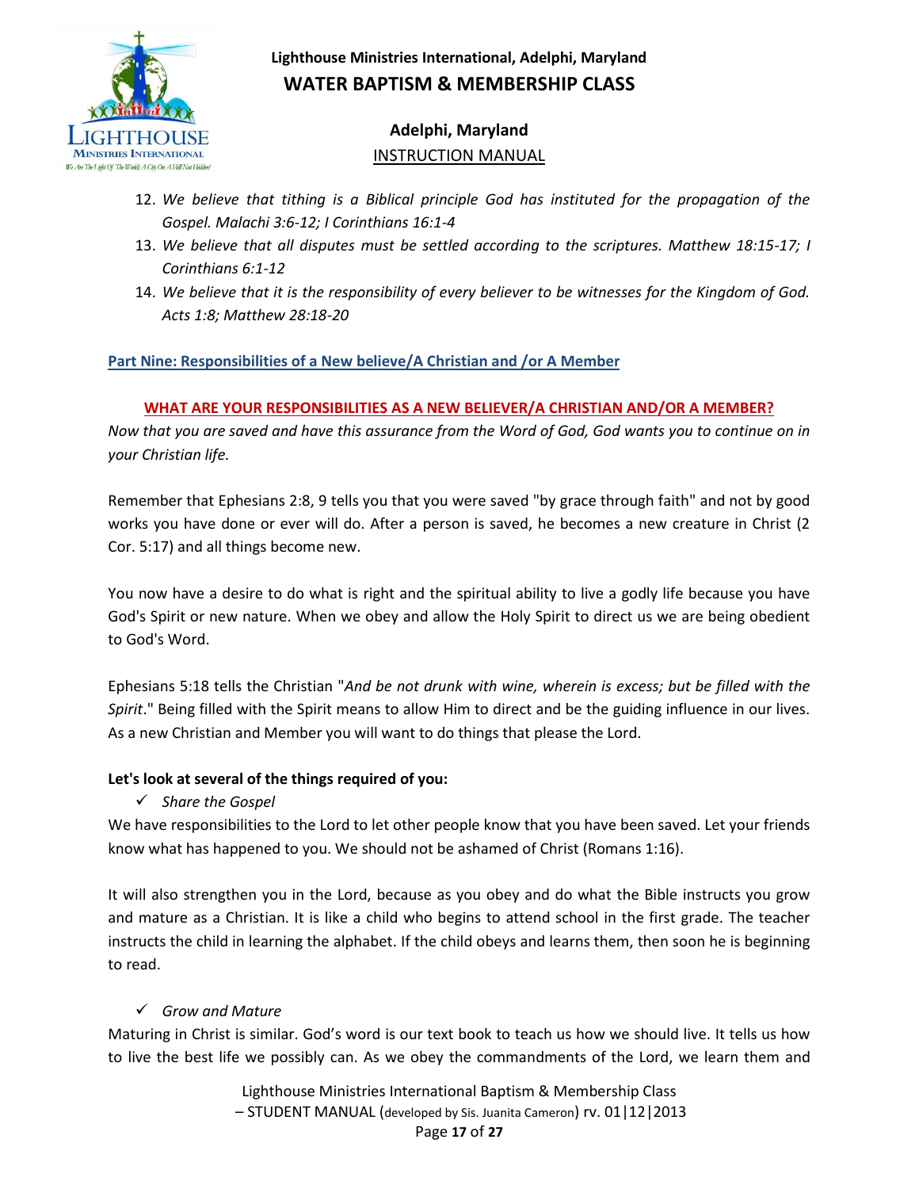12. *We believe that tithing is a Biblical principle God has instituted for the propagation of the Gospel. Malachi 3:6-12; I Corinthians 16:1-4*
13. *We believe that all disputes must be settled according to the scriptures. Matthew 18:15-17; I Corinthians 6:1-12*
14. *We believe that it is the responsibility of every believer to be witnesses for the Kingdom of God. Acts 1:8; Matthew 28:18-20*

## Part Nine: Responsibilities of a New believe/A Christian and /or A Member

### WHAT ARE YOUR RESPONSIBILITIES AS A NEW BELIEVER/A CHRISTIAN AND/OR A MEMBER?

*Now that you are saved and have this assurance from the Word of God, God wants you to continue on in your Christian life.*

Remember that Ephesians 2:8, 9 tells you that you were saved "by grace through faith" and not by good works you have done or ever will do. After a person is saved, he becomes a new creature in Christ (2 Cor. 5:17) and all things become new.

You now have a desire to do what is right and the spiritual ability to live a godly life because you have God's Spirit or new nature. When we obey and allow the Holy Spirit to direct us we are being obedient to God's Word.

Ephesians 5:18 tells the Christian "*And be not drunk with wine, wherein is excess; but be filled with the Spirit*." Being filled with the Spirit means to allow Him to direct and be the guiding influence in our lives. As a new Christian and Member you will want to do things that please the Lord.

**Let's look at several of the things required of you:**

- ✓ *Share the Gospel*

We have responsibilities to the Lord to let other people know that you have been saved. Let your friends know what has happened to you. We should not be ashamed of Christ (Romans 1:16).

It will also strengthen you in the Lord, because as you obey and do what the Bible instructs you grow and mature as a Christian. It is like a child who begins to attend school in the first grade. The teacher instructs the child in learning the alphabet. If the child obeys and learns them, then soon he is beginning to read.

- ✓ *Grow and Mature*

Maturing in Christ is similar. God's word is our text book to teach us how we should live. It tells us how to live the best life we possibly can. As we obey the commandments of the Lord, we learn them and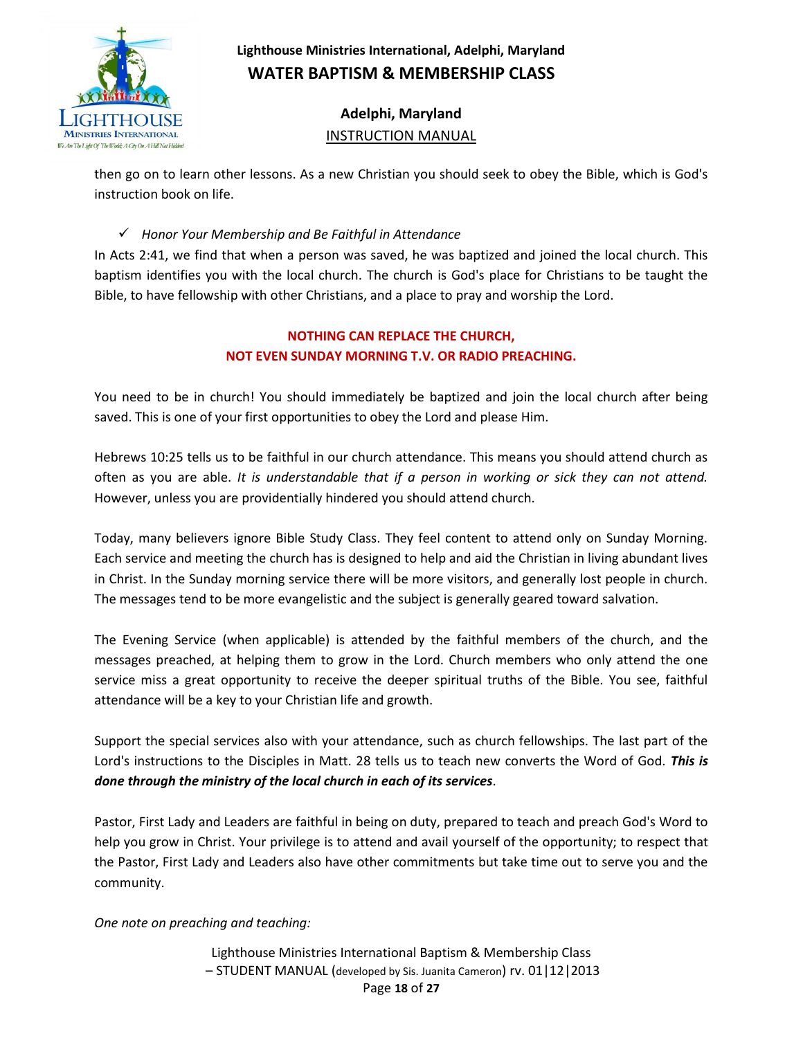then go on to learn other lessons. As a new Christian you should seek to obey the Bible, which is God's instruction book on life.

- ✓ *Honor Your Membership and Be Faithful in Attendance*

In Acts 2:41, we find that when a person was saved, he was baptized and joined the local church. This baptism identifies you with the local church. The church is God's place for Christians to be taught the Bible, to have fellowship with other Christians, and a place to pray and worship the Lord.

**NOTHING CAN REPLACE THE CHURCH,**
**NOT EVEN SUNDAY MORNING T.V. OR RADIO PREACHING.**

You need to be in church! You should immediately be baptized and join the local church after being saved. This is one of your first opportunities to obey the Lord and please Him.

Hebrews 10:25 tells us to be faithful in our church attendance. This means you should attend church as often as you are able. *It is understandable that if a person in working or sick they can not attend.* However, unless you are providentially hindered you should attend church.

Today, many believers ignore Bible Study Class. They feel content to attend only on Sunday Morning. Each service and meeting the church has is designed to help and aid the Christian in living abundant lives in Christ. In the Sunday morning service there will be more visitors, and generally lost people in church. The messages tend to be more evangelistic and the subject is generally geared toward salvation.

The Evening Service (when applicable) is attended by the faithful members of the church, and the messages preached, at helping them to grow in the Lord. Church members who only attend the one service miss a great opportunity to receive the deeper spiritual truths of the Bible. You see, faithful attendance will be a key to your Christian life and growth.

Support the special services also with your attendance, such as church fellowships. The last part of the Lord's instructions to the Disciples in Matt. 28 tells us to teach new converts the Word of God. ***This is done through the ministry of the local church in each of its services***.

Pastor, First Lady and Leaders are faithful in being on duty, prepared to teach and preach God's Word to help you grow in Christ. Your privilege is to attend and avail yourself of the opportunity; to respect that the Pastor, First Lady and Leaders also have other commitments but take time out to serve you and the community.

*One note on preaching and teaching:*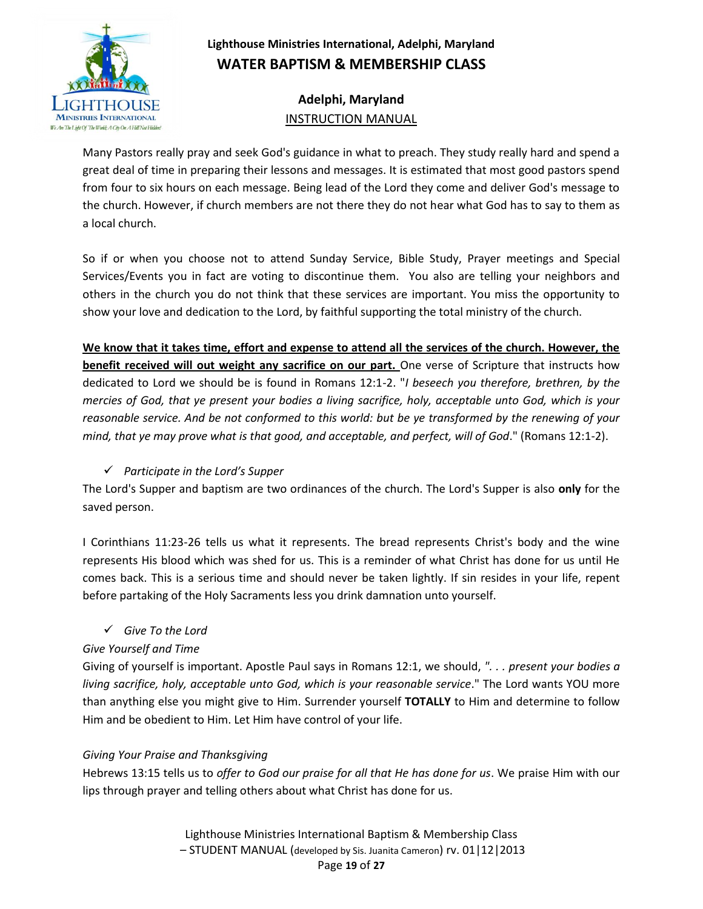Many Pastors really pray and seek God's guidance in what to preach. They study really hard and spend a great deal of time in preparing their lessons and messages. It is estimated that most good pastors spend from four to six hours on each message. Being lead of the Lord they come and deliver God's message to the church. However, if church members are not there they do not hear what God has to say to them as a local church.

So if or when you choose not to attend Sunday Service, Bible Study, Prayer meetings and Special Services/Events you in fact are voting to discontinue them. You also are telling your neighbors and others in the church you do not think that these services are important. You miss the opportunity to show your love and dedication to the Lord, by faithful supporting the total ministry of the church.

**We know that it takes time, effort and expense to attend all the services of the church. However, the benefit received will out weight any sacrifice on our part.** One verse of Scripture that instructs how dedicated to Lord we should be is found in Romans 12:1-2. "*I beseech you therefore, brethren, by the mercies of God, that ye present your bodies a living sacrifice, holy, acceptable unto God, which is your reasonable service. And be not conformed to this world: but be ye transformed by the renewing of your mind, that ye may prove what is that good, and acceptable, and perfect, will of God*." (Romans 12:1-2).

- ✓ *Participate in the Lord's Supper*

The Lord's Supper and baptism are two ordinances of the church. The Lord's Supper is also **only** for the saved person.

I Corinthians 11:23-26 tells us what it represents. The bread represents Christ's body and the wine represents His blood which was shed for us. This is a reminder of what Christ has done for us until He comes back. This is a serious time and should never be taken lightly. If sin resides in your life, repent before partaking of the Holy Sacraments less you drink damnation unto yourself.

- ✓ *Give To the Lord*

*Give Yourself and Time*

Giving of yourself is important. Apostle Paul says in Romans 12:1, we should, *". . . present your bodies a living sacrifice, holy, acceptable unto God, which is your reasonable service*." The Lord wants YOU more than anything else you might give to Him. Surrender yourself **TOTALLY** to Him and determine to follow Him and be obedient to Him. Let Him have control of your life.

*Giving Your Praise and Thanksgiving*

Hebrews 13:15 tells us to *offer to God our praise for all that He has done for us*. We praise Him with our lips through prayer and telling others about what Christ has done for us.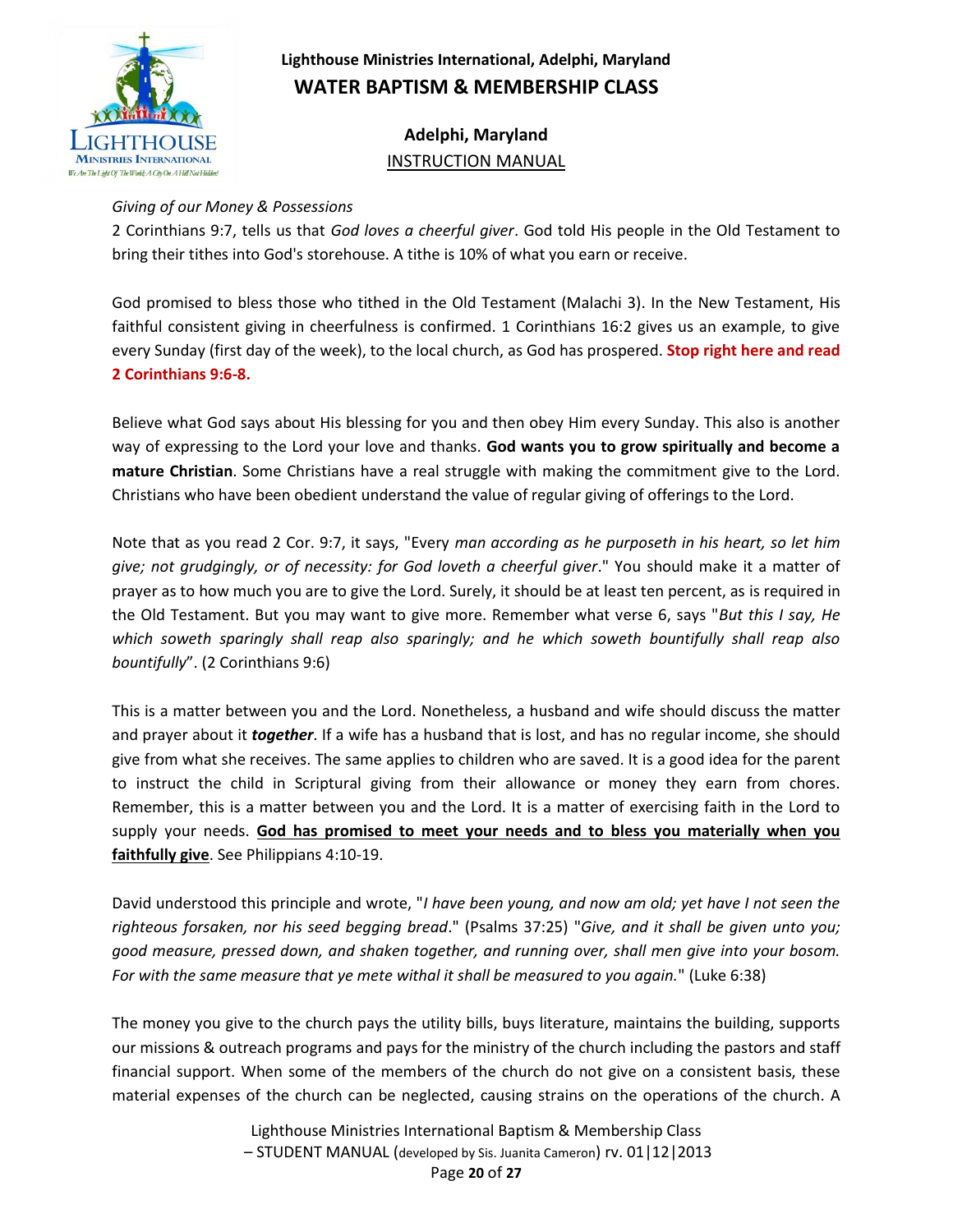*Giving of our Money & Possessions*

2 Corinthians 9:7, tells us that *God loves a cheerful giver*. God told His people in the Old Testament to bring their tithes into God's storehouse. A tithe is 10% of what you earn or receive.

God promised to bless those who tithed in the Old Testament (Malachi 3). In the New Testament, His faithful consistent giving in cheerfulness is confirmed. 1 Corinthians 16:2 gives us an example, to give every Sunday (first day of the week), to the local church, as God has prospered. **Stop right here and read 2 Corinthians 9:6-8.**

Believe what God says about His blessing for you and then obey Him every Sunday. This also is another way of expressing to the Lord your love and thanks. **God wants you to grow spiritually and become a mature Christian**. Some Christians have a real struggle with making the commitment give to the Lord. Christians who have been obedient understand the value of regular giving of offerings to the Lord.

Note that as you read 2 Cor. 9:7, it says, "Every *man according as he purposeth in his heart, so let him give; not grudgingly, or of necessity: for God loveth a cheerful giver*." You should make it a matter of prayer as to how much you are to give the Lord. Surely, it should be at least ten percent, as is required in the Old Testament. But you may want to give more. Remember what verse 6, says "*But this I say, He which soweth sparingly shall reap also sparingly; and he which soweth bountifully shall reap also bountifully*". (2 Corinthians 9:6)

This is a matter between you and the Lord. Nonetheless, a husband and wife should discuss the matter and prayer about it ***together***. If a wife has a husband that is lost, and has no regular income, she should give from what she receives. The same applies to children who are saved. It is a good idea for the parent to instruct the child in Scriptural giving from their allowance or money they earn from chores. Remember, this is a matter between you and the Lord. It is a matter of exercising faith in the Lord to supply your needs. **<u>God has promised to meet your needs and to bless you materially when you faithfully give</u>**. See Philippians 4:10-19.

David understood this principle and wrote, "*I have been young, and now am old; yet have I not seen the righteous forsaken, nor his seed begging bread*." (Psalms 37:25) "*Give, and it shall be given unto you; good measure, pressed down, and shaken together, and running over, shall men give into your bosom. For with the same measure that ye mete withal it shall be measured to you again.*" (Luke 6:38)

The money you give to the church pays the utility bills, buys literature, maintains the building, supports our missions & outreach programs and pays for the ministry of the church including the pastors and staff financial support. When some of the members of the church do not give on a consistent basis, these material expenses of the church can be neglected, causing strains on the operations of the church. A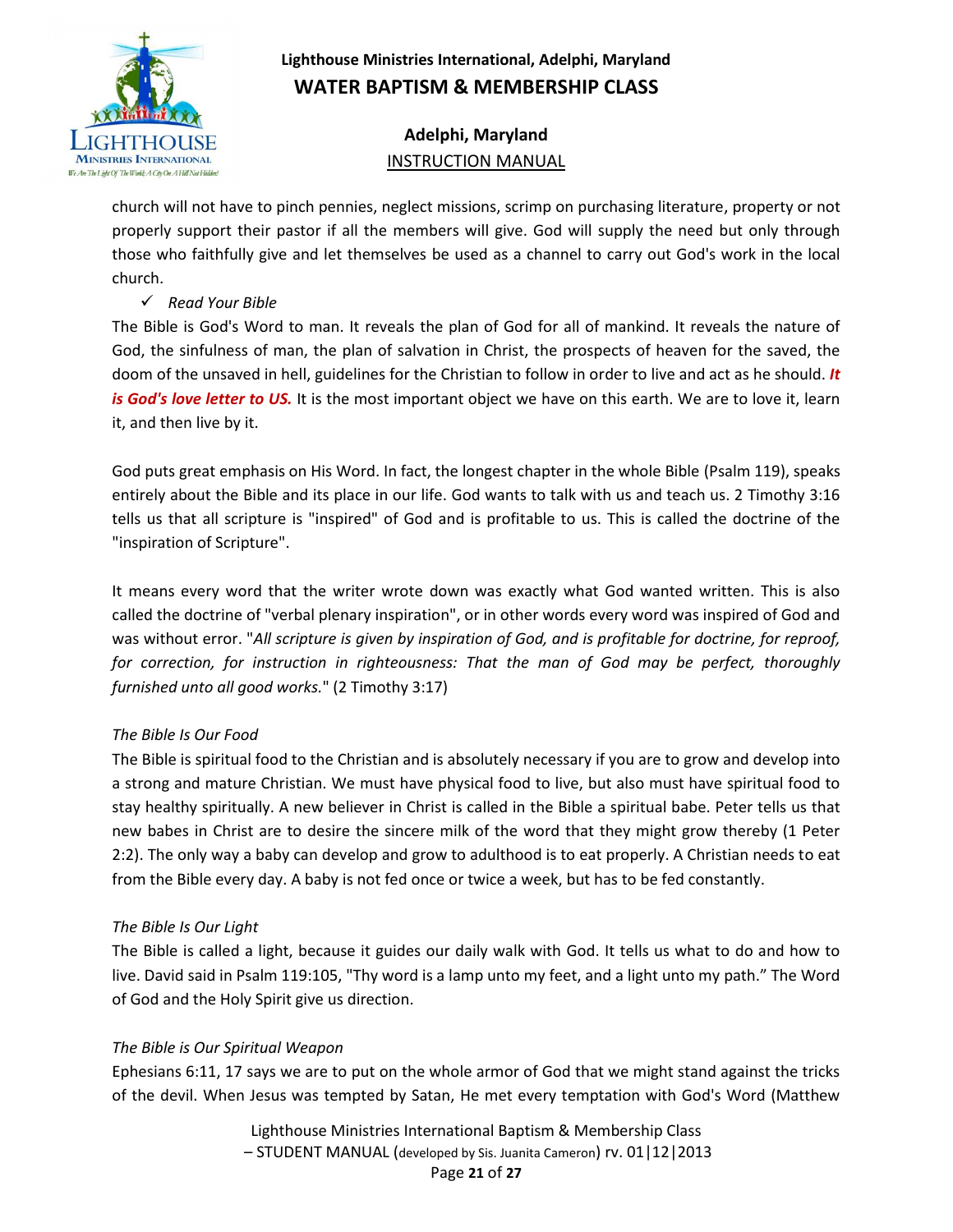church will not have to pinch pennies, neglect missions, scrimp on purchasing literature, property or not properly support their pastor if all the members will give. God will supply the need but only through those who faithfully give and let themselves be used as a channel to carry out God's work in the local church.

- ✓ *Read Your Bible*

The Bible is God's Word to man. It reveals the plan of God for all of mankind. It reveals the nature of God, the sinfulness of man, the plan of salvation in Christ, the prospects of heaven for the saved, the doom of the unsaved in hell, guidelines for the Christian to follow in order to live and act as he should. ***It is God's love letter to US.*** It is the most important object we have on this earth. We are to love it, learn it, and then live by it.

God puts great emphasis on His Word. In fact, the longest chapter in the whole Bible (Psalm 119), speaks entirely about the Bible and its place in our life. God wants to talk with us and teach us. 2 Timothy 3:16 tells us that all scripture is "inspired" of God and is profitable to us. This is called the doctrine of the "inspiration of Scripture".

It means every word that the writer wrote down was exactly what God wanted written. This is also called the doctrine of "verbal plenary inspiration", or in other words every word was inspired of God and was without error. "*All scripture is given by inspiration of God, and is profitable for doctrine, for reproof, for correction, for instruction in righteousness: That the man of God may be perfect, thoroughly furnished unto all good works.*" (2 Timothy 3:17)

*The Bible Is Our Food*

The Bible is spiritual food to the Christian and is absolutely necessary if you are to grow and develop into a strong and mature Christian. We must have physical food to live, but also must have spiritual food to stay healthy spiritually. A new believer in Christ is called in the Bible a spiritual babe. Peter tells us that new babes in Christ are to desire the sincere milk of the word that they might grow thereby (1 Peter 2:2). The only way a baby can develop and grow to adulthood is to eat properly. A Christian needs to eat from the Bible every day. A baby is not fed once or twice a week, but has to be fed constantly.

*The Bible Is Our Light*

The Bible is called a light, because it guides our daily walk with God. It tells us what to do and how to live. David said in Psalm 119:105, "Thy word is a lamp unto my feet, and a light unto my path." The Word of God and the Holy Spirit give us direction.

*The Bible is Our Spiritual Weapon*

Ephesians 6:11, 17 says we are to put on the whole armor of God that we might stand against the tricks of the devil. When Jesus was tempted by Satan, He met every temptation with God's Word (Matthew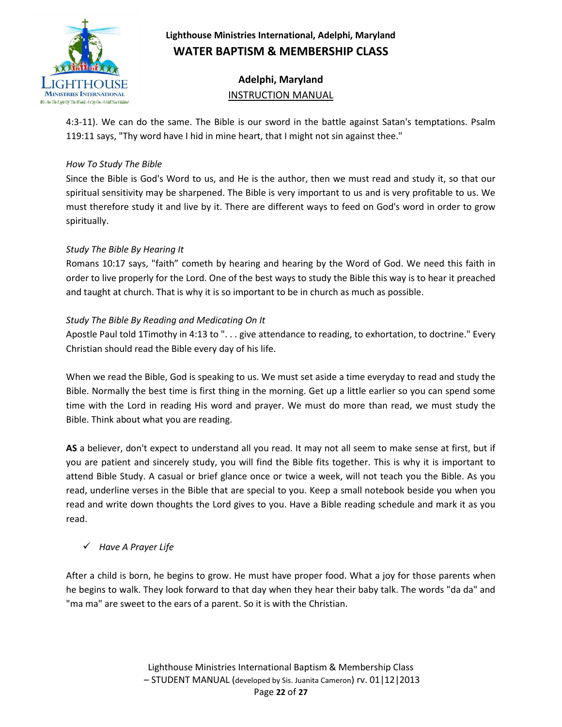4:3-11). We can do the same. The Bible is our sword in the battle against Satan's temptations. Psalm 119:11 says, "Thy word have I hid in mine heart, that I might not sin against thee."

*How To Study The Bible*

Since the Bible is God's Word to us, and He is the author, then we must read and study it, so that our spiritual sensitivity may be sharpened. The Bible is very important to us and is very profitable to us. We must therefore study it and live by it. There are different ways to feed on God's word in order to grow spiritually.

*Study The Bible By Hearing It*

Romans 10:17 says, "faith" cometh by hearing and hearing by the Word of God. We need this faith in order to live properly for the Lord. One of the best ways to study the Bible this way is to hear it preached and taught at church. That is why it is so important to be in church as much as possible.

*Study The Bible By Reading and Medicating On It*

Apostle Paul told 1Timothy in 4:13 to ". . . give attendance to reading, to exhortation, to doctrine." Every Christian should read the Bible every day of his life.

When we read the Bible, God is speaking to us. We must set aside a time everyday to read and study the Bible. Normally the best time is first thing in the morning. Get up a little earlier so you can spend some time with the Lord in reading His word and prayer. We must do more than read, we must study the Bible. Think about what you are reading.

**AS** a believer, don't expect to understand all you read. It may not all seem to make sense at first, but if you are patient and sincerely study, you will find the Bible fits together. This is why it is important to attend Bible Study. A casual or brief glance once or twice a week, will not teach you the Bible. As you read, underline verses in the Bible that are special to you. Keep a small notebook beside you when you read and write down thoughts the Lord gives to you. Have a Bible reading schedule and mark it as you read.

- ✓ *Have A Prayer Life*

After a child is born, he begins to grow. He must have proper food. What a joy for those parents when he begins to walk. They look forward to that day when they hear their baby talk. The words "da da" and "ma ma" are sweet to the ears of a parent. So it is with the Christian.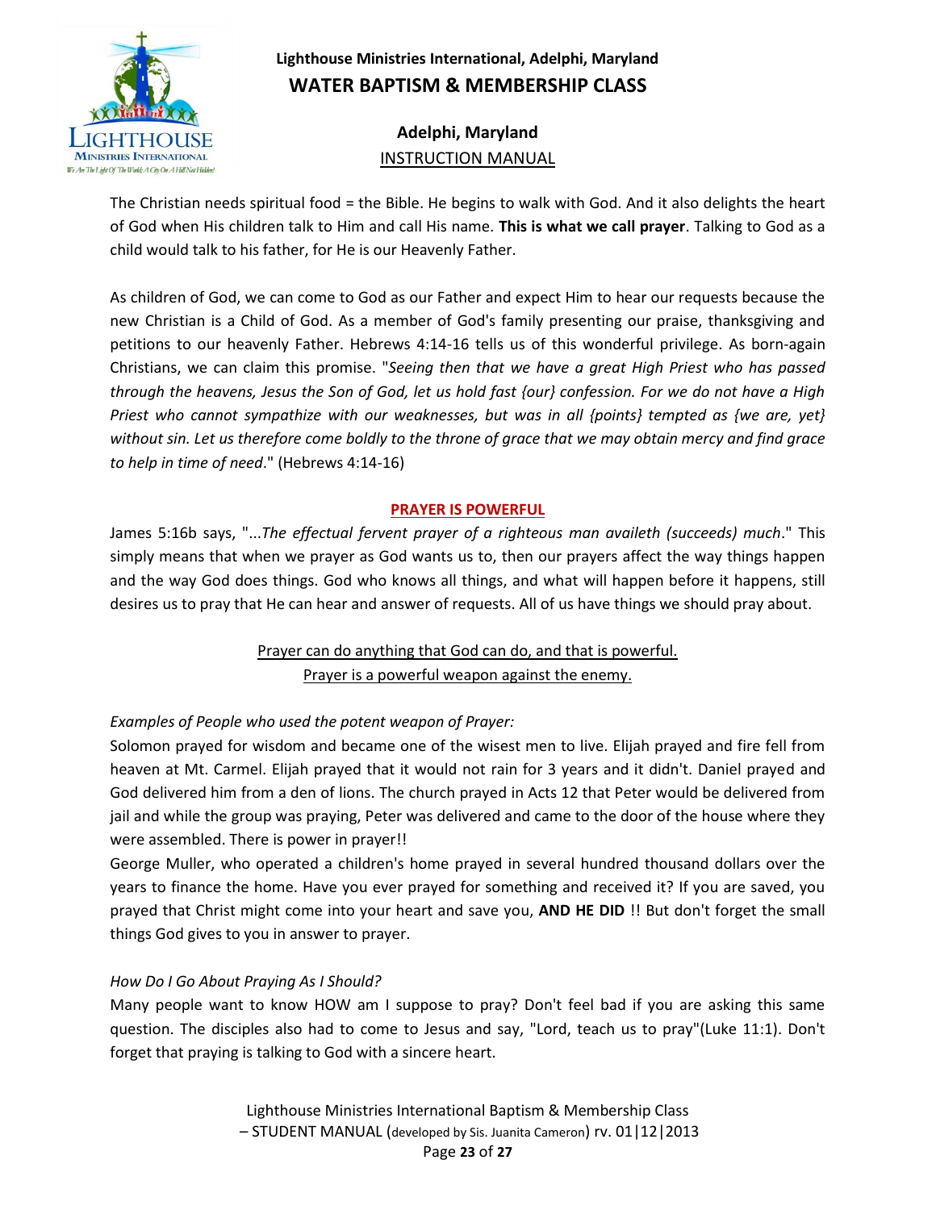The Christian needs spiritual food = the Bible. He begins to walk with God. And it also delights the heart of God when His children talk to Him and call His name. **This is what we call prayer**. Talking to God as a child would talk to his father, for He is our Heavenly Father.

As children of God, we can come to God as our Father and expect Him to hear our requests because the new Christian is a Child of God. As a member of God's family presenting our praise, thanksgiving and petitions to our heavenly Father. Hebrews 4:14-16 tells us of this wonderful privilege. As born-again Christians, we can claim this promise. "*Seeing then that we have a great High Priest who has passed through the heavens, Jesus the Son of God, let us hold fast {our} confession. For we do not have a High Priest who cannot sympathize with our weaknesses, but was in all {points} tempted as {we are, yet} without sin. Let us therefore come boldly to the throne of grace that we may obtain mercy and find grace to help in time of need*." (Hebrews 4:14-16)

## PRAYER IS POWERFUL

James 5:16b says, "...*The effectual fervent prayer of a righteous man availeth (succeeds) much*." This simply means that when we prayer as God wants us to, then our prayers affect the way things happen and the way God does things. God who knows all things, and what will happen before it happens, still desires us to pray that He can hear and answer of requests. All of us have things we should pray about.

Prayer can do anything that God can do, and that is powerful.
Prayer is a powerful weapon against the enemy.

*Examples of People who used the potent weapon of Prayer:*
Solomon prayed for wisdom and became one of the wisest men to live. Elijah prayed and fire fell from heaven at Mt. Carmel. Elijah prayed that it would not rain for 3 years and it didn't. Daniel prayed and God delivered him from a den of lions. The church prayed in Acts 12 that Peter would be delivered from jail and while the group was praying, Peter was delivered and came to the door of the house where they were assembled. There is power in prayer!!
George Muller, who operated a children's home prayed in several hundred thousand dollars over the years to finance the home. Have you ever prayed for something and received it? If you are saved, you prayed that Christ might come into your heart and save you, **AND HE DID** !! But don't forget the small things God gives to you in answer to prayer.

*How Do I Go About Praying As I Should?*
Many people want to know HOW am I suppose to pray? Don't feel bad if you are asking this same question. The disciples also had to come to Jesus and say, "Lord, teach us to pray"(Luke 11:1). Don't forget that praying is talking to God with a sincere heart.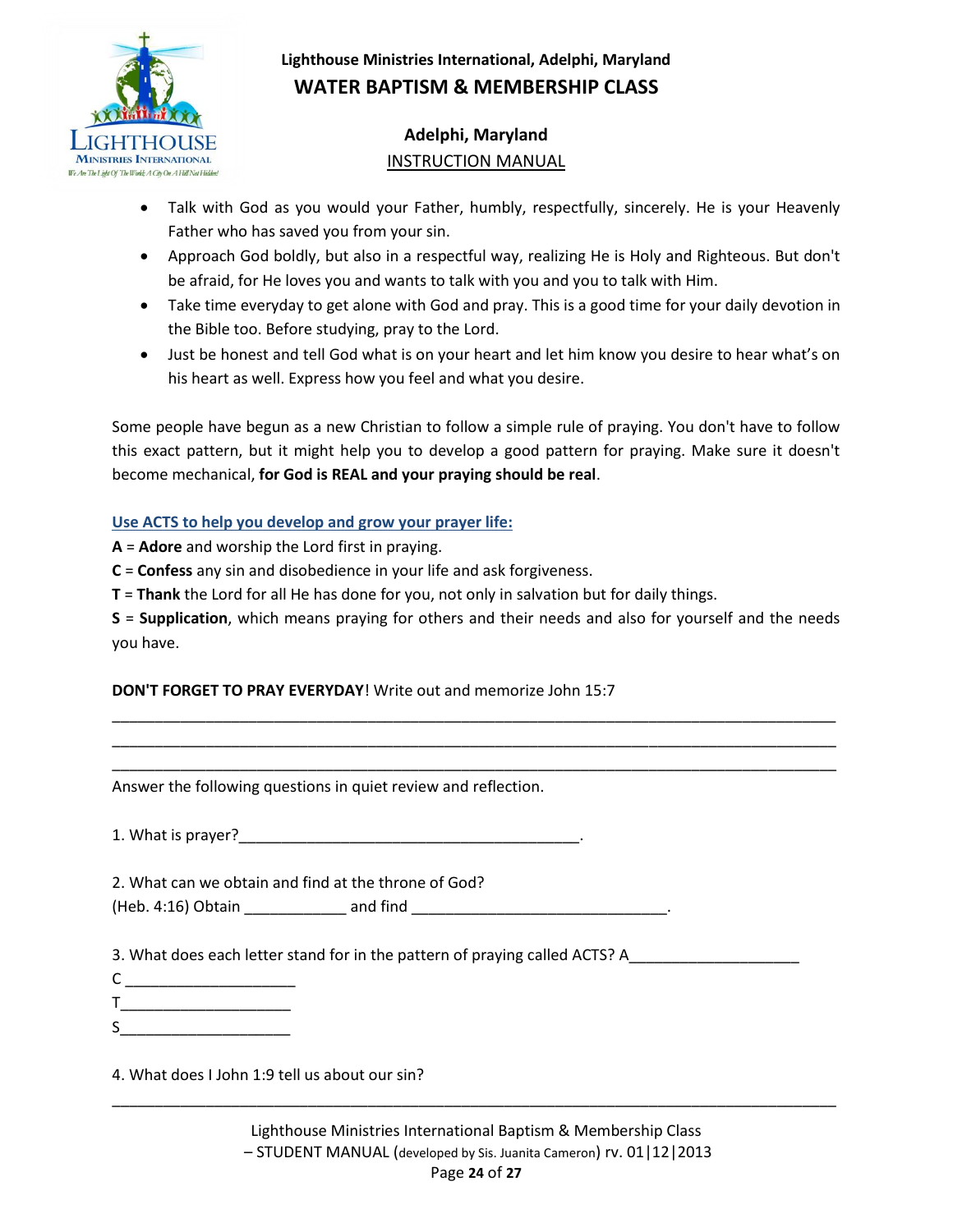- Talk with God as you would your Father, humbly, respectfully, sincerely. He is your Heavenly Father who has saved you from your sin.
- Approach God boldly, but also in a respectful way, realizing He is Holy and Righteous. But don't be afraid, for He loves you and wants to talk with you and you to talk with Him.
- Take time everyday to get alone with God and pray. This is a good time for your daily devotion in the Bible too. Before studying, pray to the Lord.
- Just be honest and tell God what is on your heart and let him know you desire to hear what's on his heart as well. Express how you feel and what you desire.

Some people have begun as a new Christian to follow a simple rule of praying. You don't have to follow this exact pattern, but it might help you to develop a good pattern for praying. Make sure it doesn't become mechanical, **for God is REAL and your praying should be real**.

**Use ACTS to help you develop and grow your prayer life:**

**A** = **Adore** and worship the Lord first in praying.
**C** = **Confess** any sin and disobedience in your life and ask forgiveness.
**T** = **Thank** the Lord for all He has done for you, not only in salvation but for daily things.
**S** = **Supplication**, which means praying for others and their needs and also for yourself and the needs you have.

**DON'T FORGET TO PRAY EVERYDAY**! Write out and memorize John 15:7

_____________________________________________________________________________________
_____________________________________________________________________________________
_____________________________________________________________________________________

Answer the following questions in quiet review and reflection.

1. What is prayer?________________________________________.

2. What can we obtain and find at the throne of God?
(Heb. 4:16) Obtain ____________ and find ______________________________.

3. What does each letter stand for in the pattern of praying called ACTS? A____________________
C ____________________
T____________________
S____________________

4. What does I John 1:9 tell us about our sin?

_____________________________________________________________________________________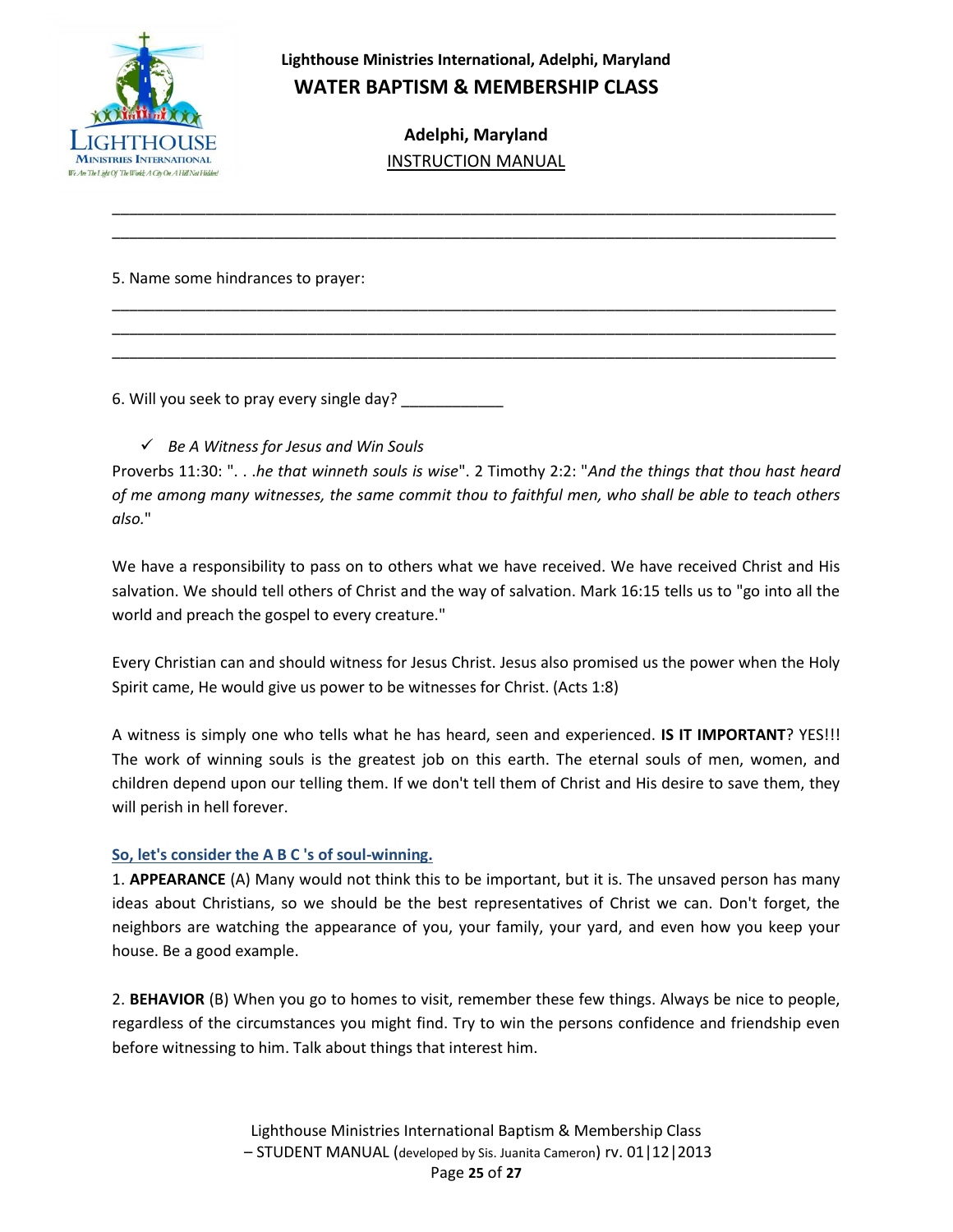_______________________________________________________________________________
_______________________________________________________________________________

5. Name some hindrances to prayer:

_______________________________________________________________________________
_______________________________________________________________________________
_______________________________________________________________________________

6. Will you seek to pray every single day? ____________

- ✓ *Be A Witness for Jesus and Win Souls*

Proverbs 11:30: ". . .*he that winneth souls is wise*". 2 Timothy 2:2: "*And the things that thou hast heard of me among many witnesses, the same commit thou to faithful men, who shall be able to teach others also.*"

We have a responsibility to pass on to others what we have received. We have received Christ and His salvation. We should tell others of Christ and the way of salvation. Mark 16:15 tells us to "go into all the world and preach the gospel to every creature."

Every Christian can and should witness for Jesus Christ. Jesus also promised us the power when the Holy Spirit came, He would give us power to be witnesses for Christ. (Acts 1:8)

A witness is simply one who tells what he has heard, seen and experienced. **IS IT IMPORTANT**? YES!!! The work of winning souls is the greatest job on this earth. The eternal souls of men, women, and children depend upon our telling them. If we don't tell them of Christ and His desire to save them, they will perish in hell forever.

**So, let's consider the A B C 's of soul-winning.**

1. **APPEARANCE** (A) Many would not think this to be important, but it is. The unsaved person has many ideas about Christians, so we should be the best representatives of Christ we can. Don't forget, the neighbors are watching the appearance of you, your family, your yard, and even how you keep your house. Be a good example.

2. **BEHAVIOR** (B) When you go to homes to visit, remember these few things. Always be nice to people, regardless of the circumstances you might find. Try to win the persons confidence and friendship even before witnessing to him. Talk about things that interest him.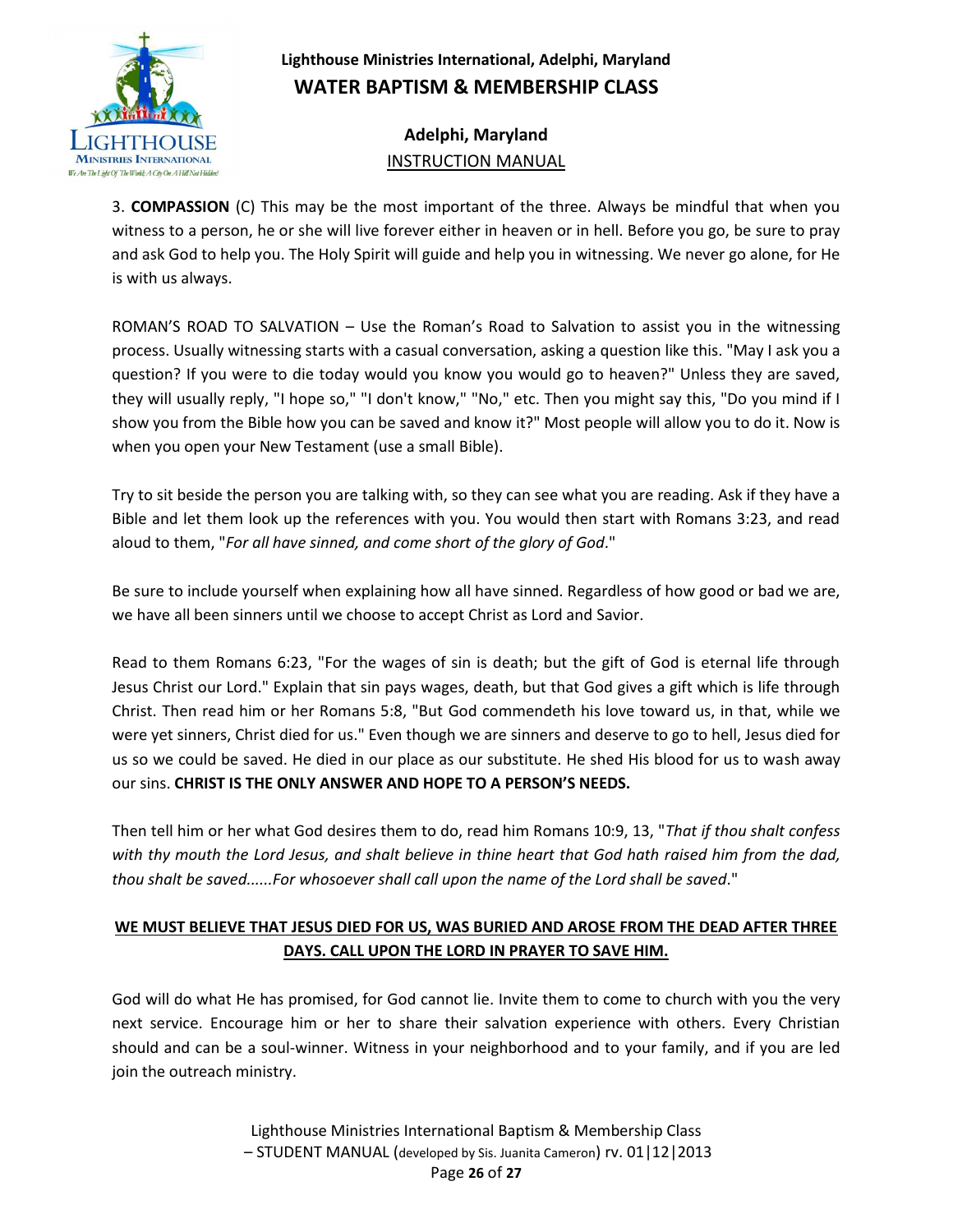3. **COMPASSION** (C) This may be the most important of the three. Always be mindful that when you witness to a person, he or she will live forever either in heaven or in hell. Before you go, be sure to pray and ask God to help you. The Holy Spirit will guide and help you in witnessing. We never go alone, for He is with us always.

ROMAN'S ROAD TO SALVATION – Use the Roman's Road to Salvation to assist you in the witnessing process. Usually witnessing starts with a casual conversation, asking a question like this. "May I ask you a question? If you were to die today would you know you would go to heaven?" Unless they are saved, they will usually reply, "I hope so," "I don't know," "No," etc. Then you might say this, "Do you mind if I show you from the Bible how you can be saved and know it?" Most people will allow you to do it. Now is when you open your New Testament (use a small Bible).

Try to sit beside the person you are talking with, so they can see what you are reading. Ask if they have a Bible and let them look up the references with you. You would then start with Romans 3:23, and read aloud to them, "*For all have sinned, and come short of the glory of God*."

Be sure to include yourself when explaining how all have sinned. Regardless of how good or bad we are, we have all been sinners until we choose to accept Christ as Lord and Savior.

Read to them Romans 6:23, "For the wages of sin is death; but the gift of God is eternal life through Jesus Christ our Lord." Explain that sin pays wages, death, but that God gives a gift which is life through Christ. Then read him or her Romans 5:8, "But God commendeth his love toward us, in that, while we were yet sinners, Christ died for us." Even though we are sinners and deserve to go to hell, Jesus died for us so we could be saved. He died in our place as our substitute. He shed His blood for us to wash away our sins. **CHRIST IS THE ONLY ANSWER AND HOPE TO A PERSON'S NEEDS.**

Then tell him or her what God desires them to do, read him Romans 10:9, 13, "*That if thou shalt confess with thy mouth the Lord Jesus, and shalt believe in thine heart that God hath raised him from the dad, thou shalt be saved......For whosoever shall call upon the name of the Lord shall be saved*."

**WE MUST BELIEVE THAT JESUS DIED FOR US, WAS BURIED AND AROSE FROM THE DEAD AFTER THREE DAYS. CALL UPON THE LORD IN PRAYER TO SAVE HIM.**

God will do what He has promised, for God cannot lie. Invite them to come to church with you the very next service. Encourage him or her to share their salvation experience with others. Every Christian should and can be a soul-winner. Witness in your neighborhood and to your family, and if you are led join the outreach ministry.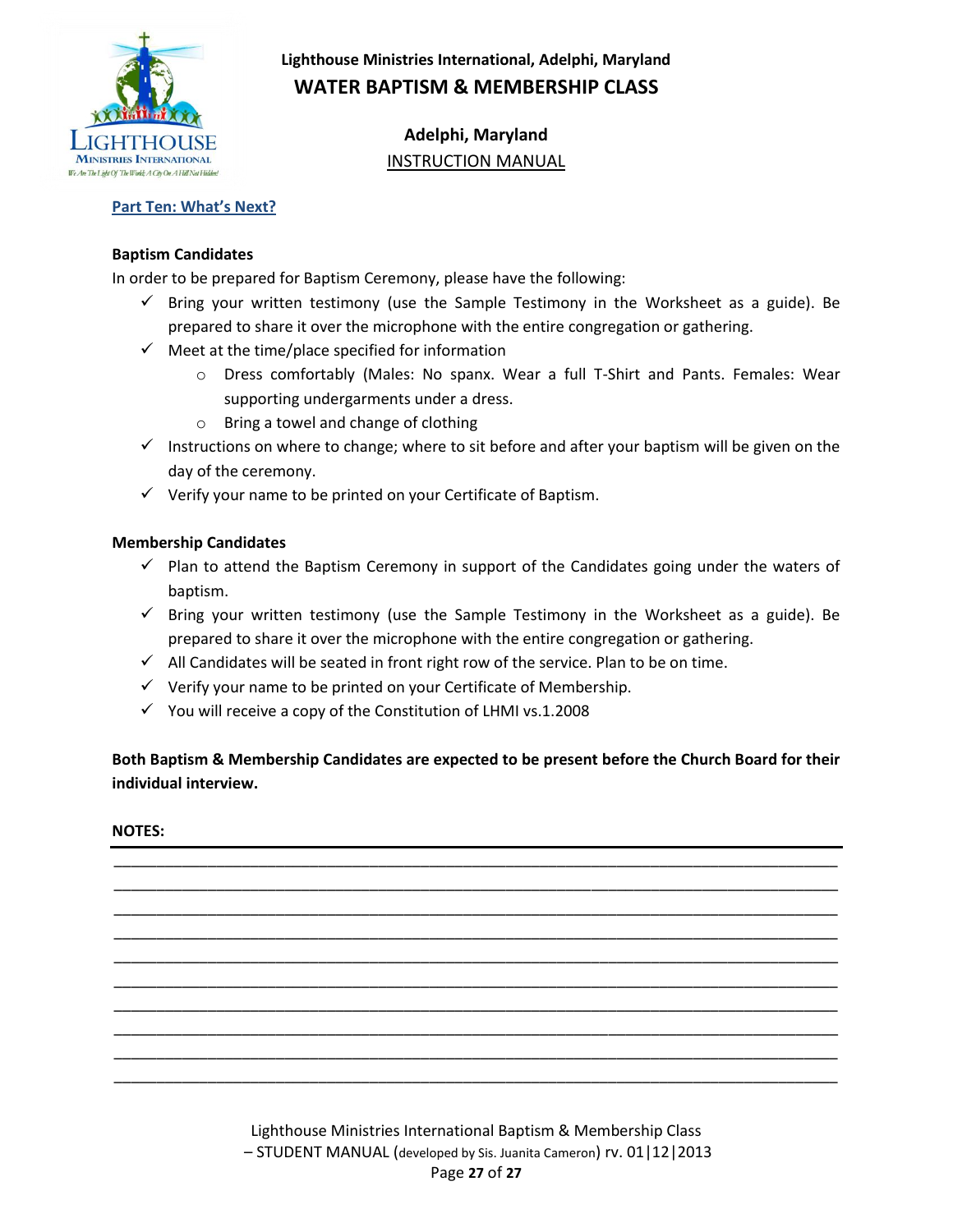## Part Ten: What's Next?

**Baptism Candidates**

In order to be prepared for Baptism Ceremony, please have the following:

- ✓ Bring your written testimony (use the Sample Testimony in the Worksheet as a guide). Be prepared to share it over the microphone with the entire congregation or gathering.
- ✓ Meet at the time/place specified for information
  - Dress comfortably (Males: No spanx. Wear a full T-Shirt and Pants. Females: Wear supporting undergarments under a dress.
  - Bring a towel and change of clothing
- ✓ Instructions on where to change; where to sit before and after your baptism will be given on the day of the ceremony.
- ✓ Verify your name to be printed on your Certificate of Baptism.

**Membership Candidates**

- ✓ Plan to attend the Baptism Ceremony in support of the Candidates going under the waters of baptism.
- ✓ Bring your written testimony (use the Sample Testimony in the Worksheet as a guide). Be prepared to share it over the microphone with the entire congregation or gathering.
- ✓ All Candidates will be seated in front right row of the service. Plan to be on time.
- ✓ Verify your name to be printed on your Certificate of Membership.
- ✓ You will receive a copy of the Constitution of LHMI vs.1.2008

**Both Baptism & Membership Candidates are expected to be present before the Church Board for their individual interview.**

**NOTES:**

______________________________________________________________________________

______________________________________________________________________________

______________________________________________________________________________

______________________________________________________________________________

______________________________________________________________________________

______________________________________________________________________________

______________________________________________________________________________

______________________________________________________________________________

______________________________________________________________________________

______________________________________________________________________________